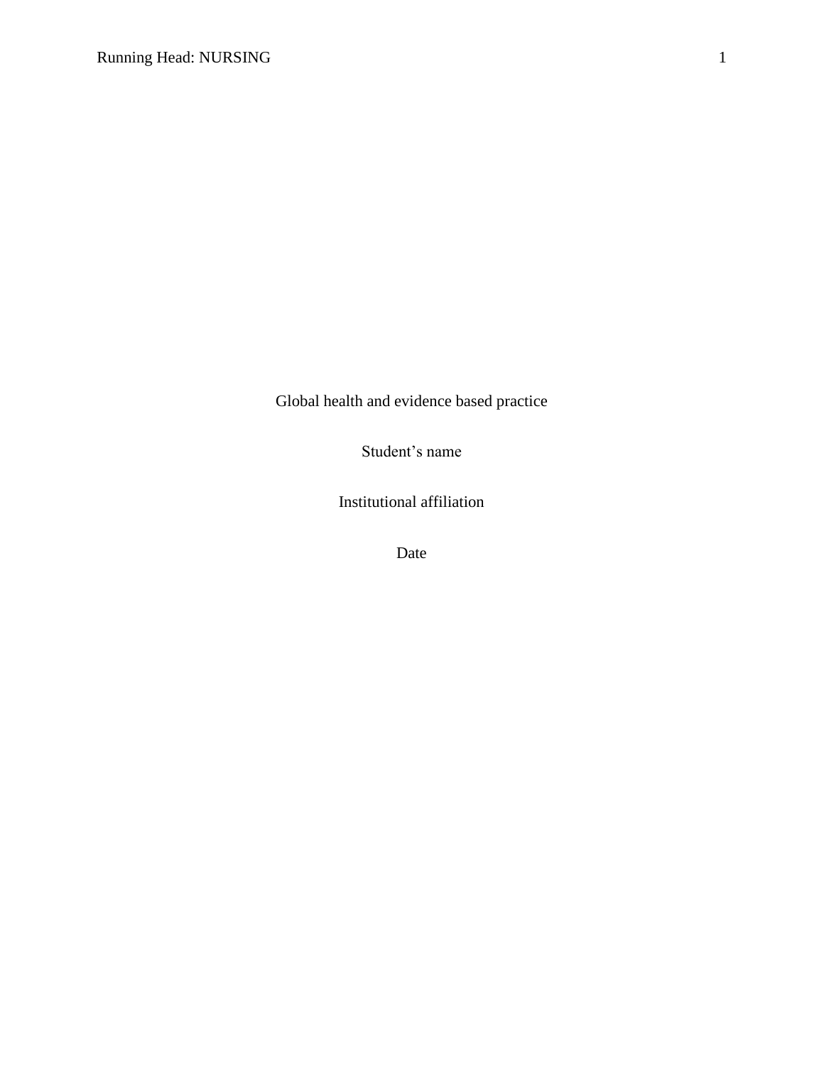Global health and evidence based practice

Student’s name

Institutional affiliation

Date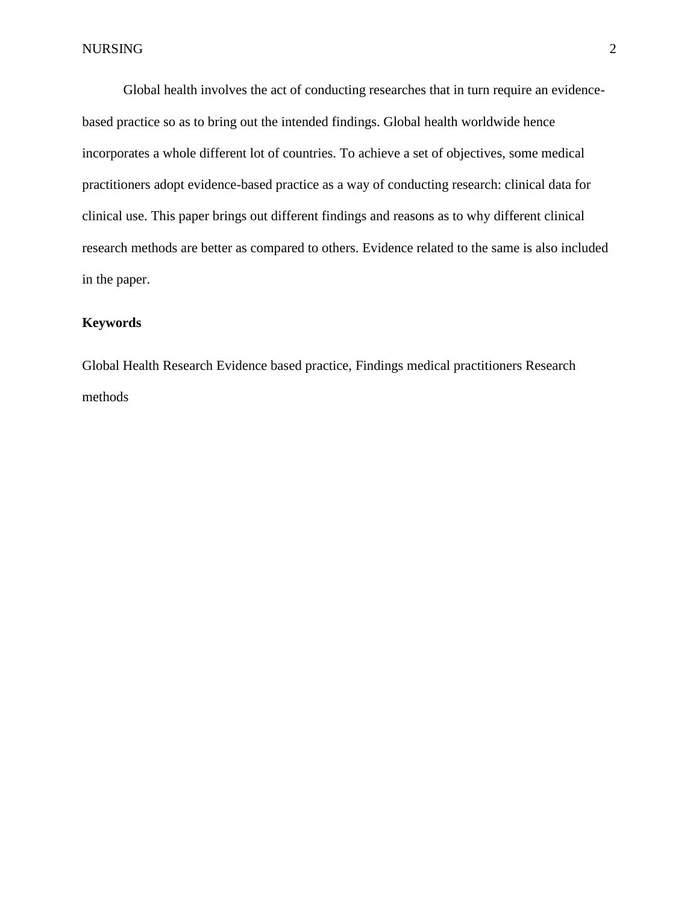Global health involves the act of conducting researches that in turn require an evidence-based practice so as to bring out the intended findings. Global health worldwide hence incorporates a whole different lot of countries. To achieve a set of objectives, some medical practitioners adopt evidence-based practice as a way of conducting research: clinical data for clinical use. This paper brings out different findings and reasons as to why different clinical research methods are better as compared to others. Evidence related to the same is also included in the paper.

**Keywords**

Global Health Research Evidence based practice, Findings medical practitioners Research methods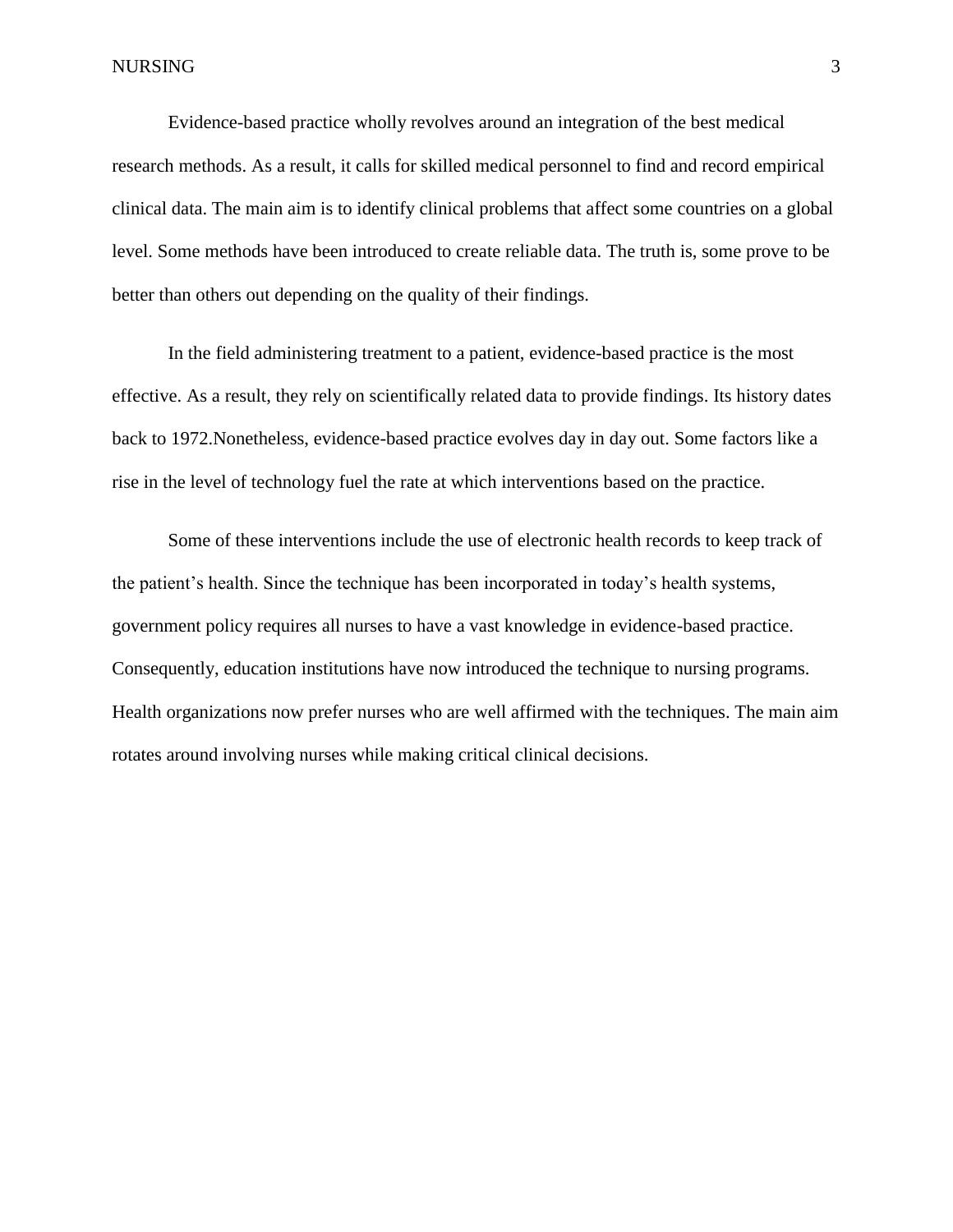Evidence-based practice wholly revolves around an integration of the best medical research methods. As a result, it calls for skilled medical personnel to find and record empirical clinical data. The main aim is to identify clinical problems that affect some countries on a global level. Some methods have been introduced to create reliable data. The truth is, some prove to be better than others out depending on the quality of their findings.

In the field administering treatment to a patient, evidence-based practice is the most effective. As a result, they rely on scientifically related data to provide findings. Its history dates back to 1972.Nonetheless, evidence-based practice evolves day in day out. Some factors like a rise in the level of technology fuel the rate at which interventions based on the practice.

Some of these interventions include the use of electronic health records to keep track of the patient's health. Since the technique has been incorporated in today's health systems, government policy requires all nurses to have a vast knowledge in evidence-based practice. Consequently, education institutions have now introduced the technique to nursing programs. Health organizations now prefer nurses who are well affirmed with the techniques. The main aim rotates around involving nurses while making critical clinical decisions.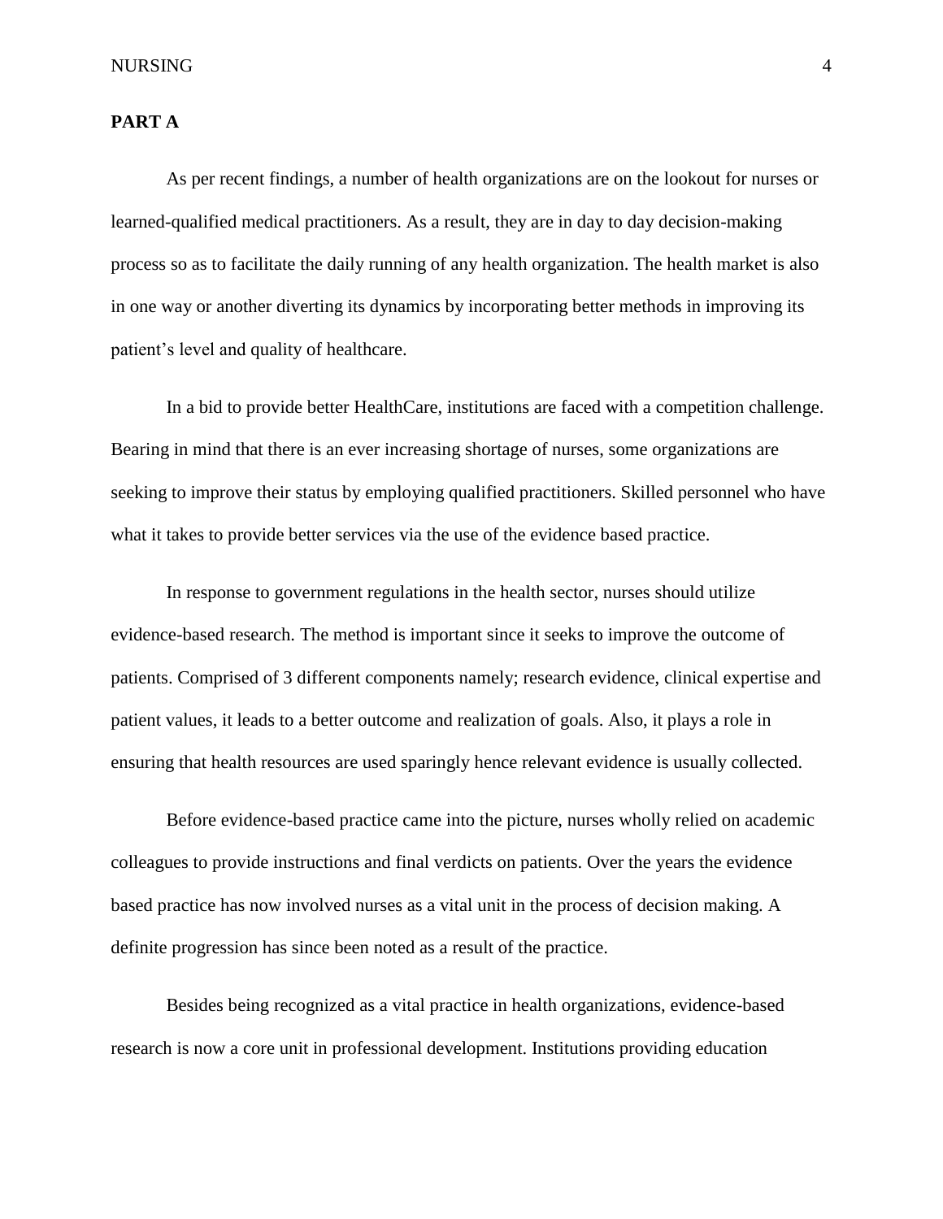**PART A**

As per recent findings, a number of health organizations are on the lookout for nurses or learned-qualified medical practitioners. As a result, they are in day to day decision-making process so as to facilitate the daily running of any health organization. The health market is also in one way or another diverting its dynamics by incorporating better methods in improving its patient's level and quality of healthcare.

In a bid to provide better HealthCare, institutions are faced with a competition challenge. Bearing in mind that there is an ever increasing shortage of nurses, some organizations are seeking to improve their status by employing qualified practitioners. Skilled personnel who have what it takes to provide better services via the use of the evidence based practice.

In response to government regulations in the health sector, nurses should utilize evidence-based research. The method is important since it seeks to improve the outcome of patients. Comprised of 3 different components namely; research evidence, clinical expertise and patient values, it leads to a better outcome and realization of goals. Also, it plays a role in ensuring that health resources are used sparingly hence relevant evidence is usually collected.

Before evidence-based practice came into the picture, nurses wholly relied on academic colleagues to provide instructions and final verdicts on patients. Over the years the evidence based practice has now involved nurses as a vital unit in the process of decision making. A definite progression has since been noted as a result of the practice.

Besides being recognized as a vital practice in health organizations, evidence-based research is now a core unit in professional development. Institutions providing education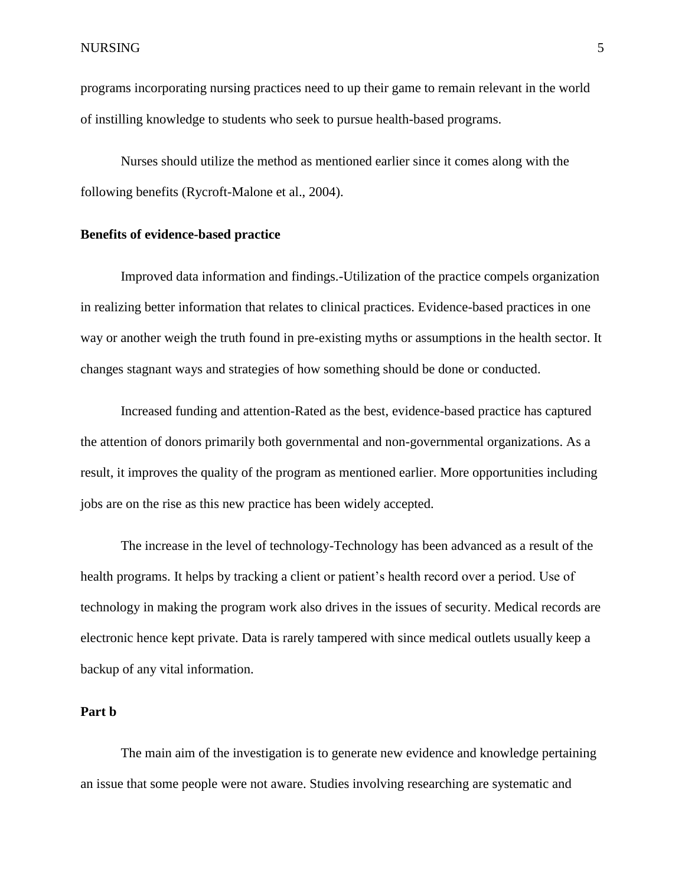programs incorporating nursing practices need to up their game to remain relevant in the world of instilling knowledge to students who seek to pursue health-based programs.

Nurses should utilize the method as mentioned earlier since it comes along with the following benefits (Rycroft-Malone et al., 2004).

**Benefits of evidence-based practice**

Improved data information and findings.-Utilization of the practice compels organization in realizing better information that relates to clinical practices. Evidence-based practices in one way or another weigh the truth found in pre-existing myths or assumptions in the health sector. It changes stagnant ways and strategies of how something should be done or conducted.

Increased funding and attention-Rated as the best, evidence-based practice has captured the attention of donors primarily both governmental and non-governmental organizations. As a result, it improves the quality of the program as mentioned earlier. More opportunities including jobs are on the rise as this new practice has been widely accepted.

The increase in the level of technology-Technology has been advanced as a result of the health programs. It helps by tracking a client or patient's health record over a period. Use of technology in making the program work also drives in the issues of security. Medical records are electronic hence kept private. Data is rarely tampered with since medical outlets usually keep a backup of any vital information.

**Part b**

The main aim of the investigation is to generate new evidence and knowledge pertaining an issue that some people were not aware. Studies involving researching are systematic and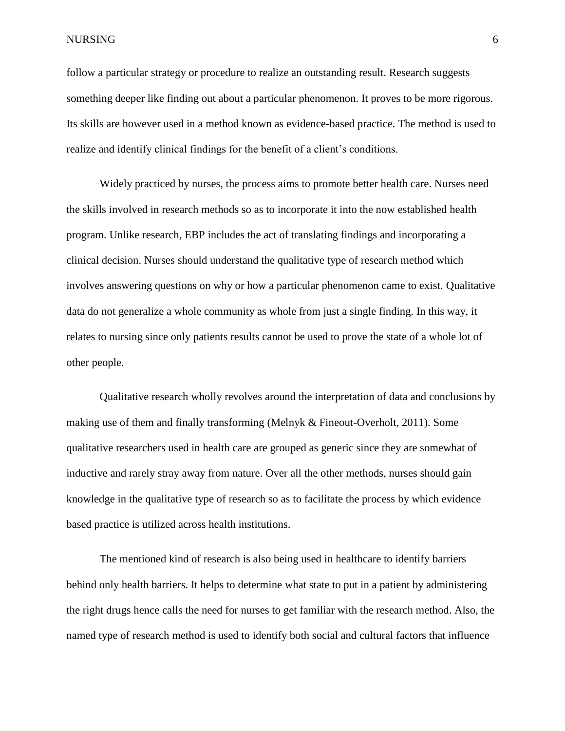follow a particular strategy or procedure to realize an outstanding result. Research suggests something deeper like finding out about a particular phenomenon. It proves to be more rigorous. Its skills are however used in a method known as evidence-based practice. The method is used to realize and identify clinical findings for the benefit of a client's conditions.

Widely practiced by nurses, the process aims to promote better health care. Nurses need the skills involved in research methods so as to incorporate it into the now established health program. Unlike research, EBP includes the act of translating findings and incorporating a clinical decision. Nurses should understand the qualitative type of research method which involves answering questions on why or how a particular phenomenon came to exist. Qualitative data do not generalize a whole community as whole from just a single finding. In this way, it relates to nursing since only patients results cannot be used to prove the state of a whole lot of other people.

Qualitative research wholly revolves around the interpretation of data and conclusions by making use of them and finally transforming (Melnyk & Fineout-Overholt, 2011). Some qualitative researchers used in health care are grouped as generic since they are somewhat of inductive and rarely stray away from nature. Over all the other methods, nurses should gain knowledge in the qualitative type of research so as to facilitate the process by which evidence based practice is utilized across health institutions.

The mentioned kind of research is also being used in healthcare to identify barriers behind only health barriers. It helps to determine what state to put in a patient by administering the right drugs hence calls the need for nurses to get familiar with the research method. Also, the named type of research method is used to identify both social and cultural factors that influence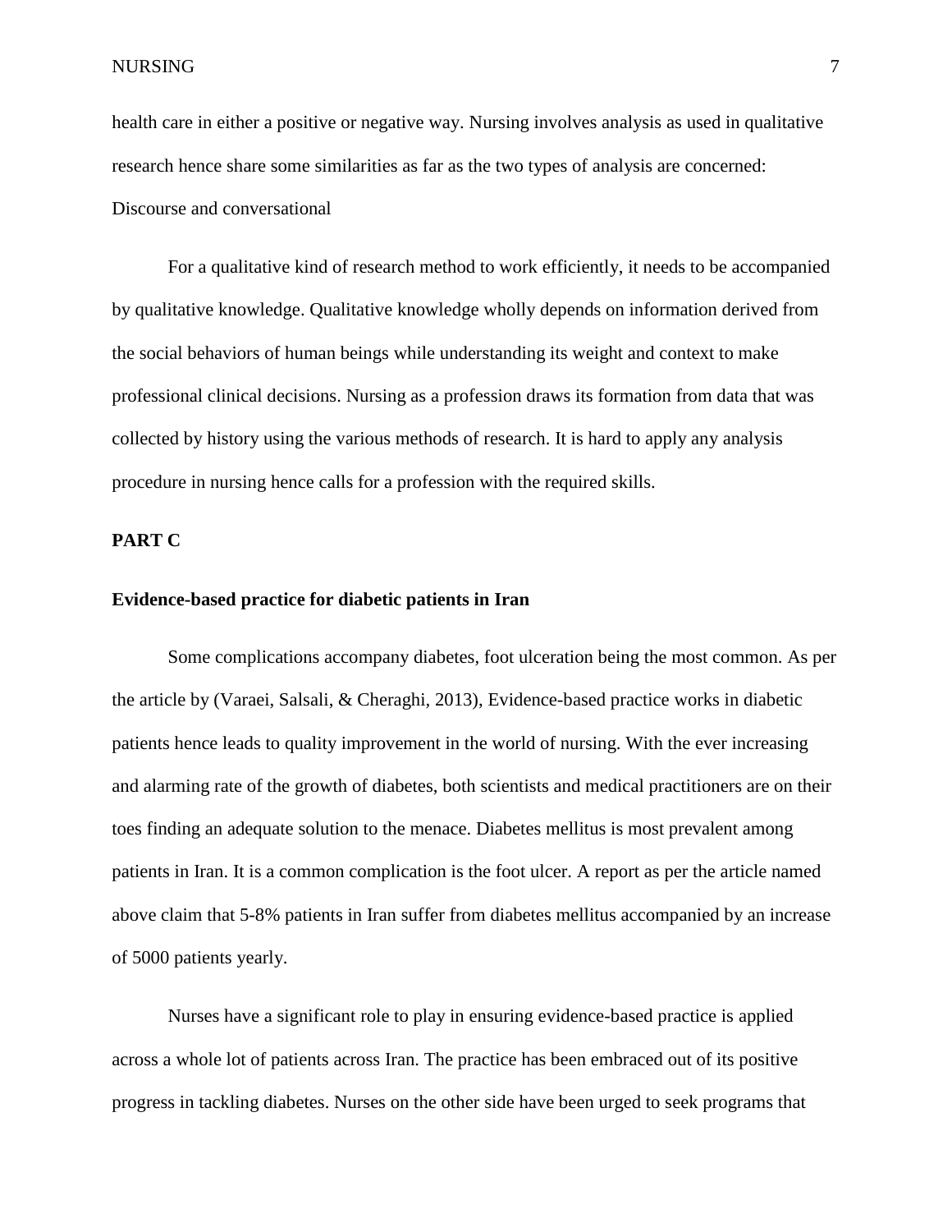health care in either a positive or negative way. Nursing involves analysis as used in qualitative research hence share some similarities as far as the two types of analysis are concerned: Discourse and conversational

For a qualitative kind of research method to work efficiently, it needs to be accompanied by qualitative knowledge. Qualitative knowledge wholly depends on information derived from the social behaviors of human beings while understanding its weight and context to make professional clinical decisions. Nursing as a profession draws its formation from data that was collected by history using the various methods of research. It is hard to apply any analysis procedure in nursing hence calls for a profession with the required skills.

**PART C**

**Evidence-based practice for diabetic patients in Iran**

Some complications accompany diabetes, foot ulceration being the most common. As per the article by (Varaei, Salsali, & Cheraghi, 2013), Evidence-based practice works in diabetic patients hence leads to quality improvement in the world of nursing. With the ever increasing and alarming rate of the growth of diabetes, both scientists and medical practitioners are on their toes finding an adequate solution to the menace. Diabetes mellitus is most prevalent among patients in Iran. It is a common complication is the foot ulcer. A report as per the article named above claim that 5-8% patients in Iran suffer from diabetes mellitus accompanied by an increase of 5000 patients yearly.

Nurses have a significant role to play in ensuring evidence-based practice is applied across a whole lot of patients across Iran. The practice has been embraced out of its positive progress in tackling diabetes. Nurses on the other side have been urged to seek programs that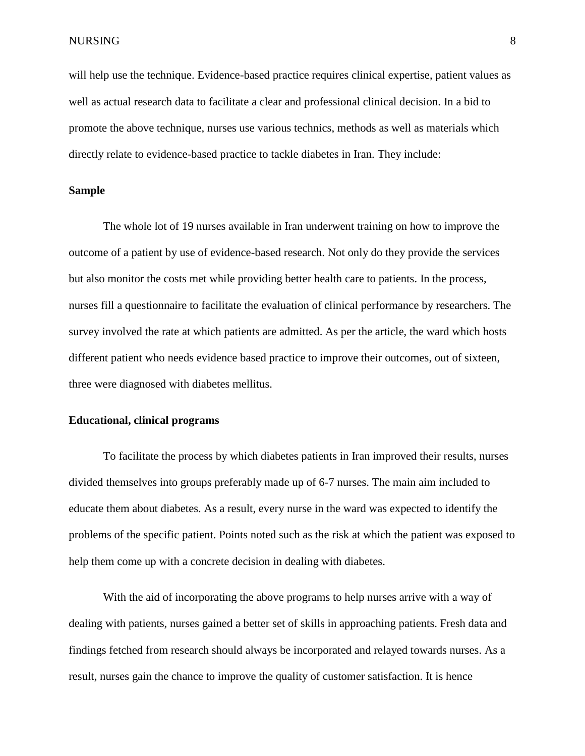will help use the technique. Evidence-based practice requires clinical expertise, patient values as well as actual research data to facilitate a clear and professional clinical decision. In a bid to promote the above technique, nurses use various technics, methods as well as materials which directly relate to evidence-based practice to tackle diabetes in Iran. They include:

**Sample**

The whole lot of 19 nurses available in Iran underwent training on how to improve the outcome of a patient by use of evidence-based research. Not only do they provide the services but also monitor the costs met while providing better health care to patients. In the process, nurses fill a questionnaire to facilitate the evaluation of clinical performance by researchers. The survey involved the rate at which patients are admitted. As per the article, the ward which hosts different patient who needs evidence based practice to improve their outcomes, out of sixteen, three were diagnosed with diabetes mellitus.

**Educational, clinical programs**

To facilitate the process by which diabetes patients in Iran improved their results, nurses divided themselves into groups preferably made up of 6-7 nurses. The main aim included to educate them about diabetes. As a result, every nurse in the ward was expected to identify the problems of the specific patient. Points noted such as the risk at which the patient was exposed to help them come up with a concrete decision in dealing with diabetes.

With the aid of incorporating the above programs to help nurses arrive with a way of dealing with patients, nurses gained a better set of skills in approaching patients. Fresh data and findings fetched from research should always be incorporated and relayed towards nurses. As a result, nurses gain the chance to improve the quality of customer satisfaction. It is hence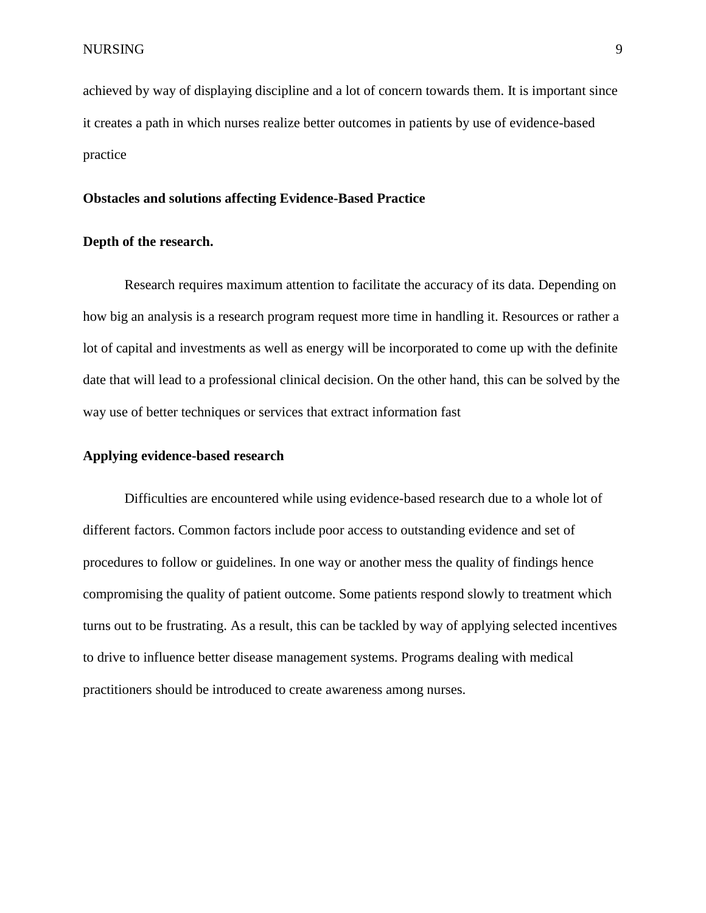achieved by way of displaying discipline and a lot of concern towards them. It is important since it creates a path in which nurses realize better outcomes in patients by use of evidence-based practice

**Obstacles and solutions affecting Evidence-Based Practice**

**Depth of the research.**

Research requires maximum attention to facilitate the accuracy of its data. Depending on how big an analysis is a research program request more time in handling it. Resources or rather a lot of capital and investments as well as energy will be incorporated to come up with the definite date that will lead to a professional clinical decision. On the other hand, this can be solved by the way use of better techniques or services that extract information fast

**Applying evidence-based research**

Difficulties are encountered while using evidence-based research due to a whole lot of different factors. Common factors include poor access to outstanding evidence and set of procedures to follow or guidelines. In one way or another mess the quality of findings hence compromising the quality of patient outcome. Some patients respond slowly to treatment which turns out to be frustrating. As a result, this can be tackled by way of applying selected incentives to drive to influence better disease management systems. Programs dealing with medical practitioners should be introduced to create awareness among nurses.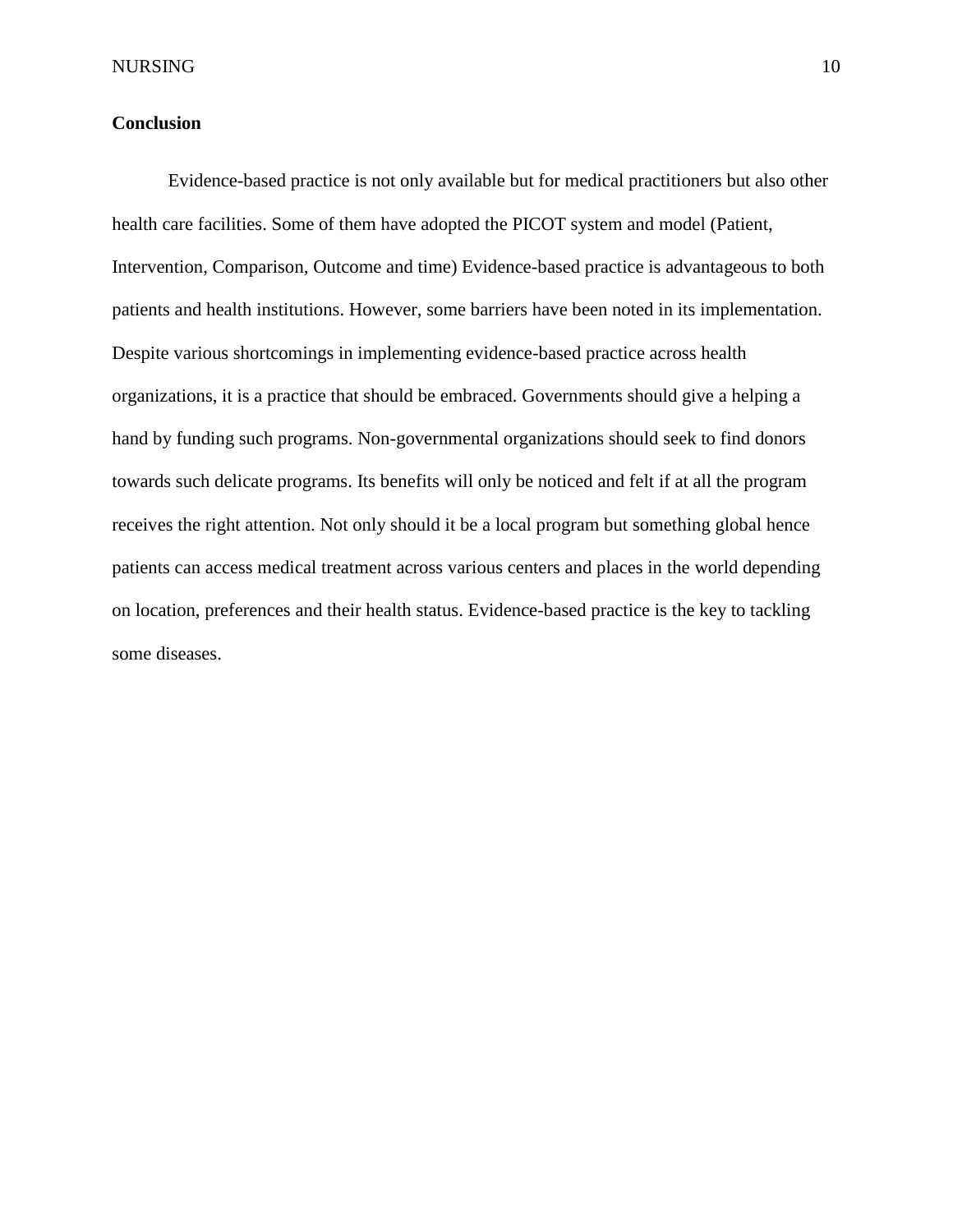**Conclusion**

Evidence-based practice is not only available but for medical practitioners but also other health care facilities. Some of them have adopted the PICOT system and model (Patient, Intervention, Comparison, Outcome and time) Evidence-based practice is advantageous to both patients and health institutions. However, some barriers have been noted in its implementation. Despite various shortcomings in implementing evidence-based practice across health organizations, it is a practice that should be embraced. Governments should give a helping a hand by funding such programs. Non-governmental organizations should seek to find donors towards such delicate programs. Its benefits will only be noticed and felt if at all the program receives the right attention. Not only should it be a local program but something global hence patients can access medical treatment across various centers and places in the world depending on location, preferences and their health status. Evidence-based practice is the key to tackling some diseases.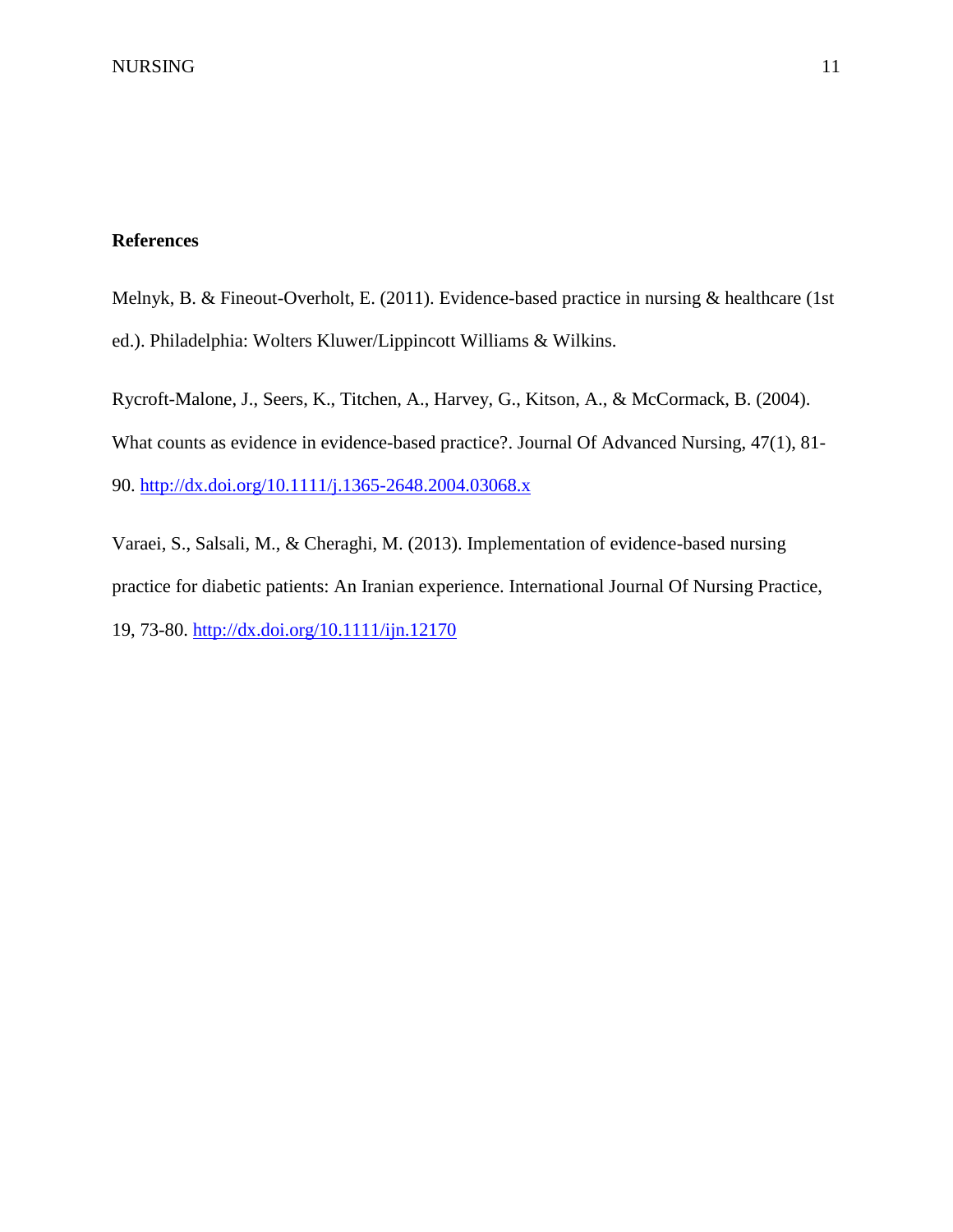**References**

Melnyk, B. & Fineout-Overholt, E. (2011). Evidence-based practice in nursing & healthcare (1st ed.). Philadelphia: Wolters Kluwer/Lippincott Williams & Wilkins.

Rycroft-Malone, J., Seers, K., Titchen, A., Harvey, G., Kitson, A., & McCormack, B. (2004). What counts as evidence in evidence-based practice?. Journal Of Advanced Nursing, 47(1), 81-90. http://dx.doi.org/10.1111/j.1365-2648.2004.03068.x

Varaei, S., Salsali, M., & Cheraghi, M. (2013). Implementation of evidence-based nursing practice for diabetic patients: An Iranian experience. International Journal Of Nursing Practice, 19, 73-80. http://dx.doi.org/10.1111/ijn.12170